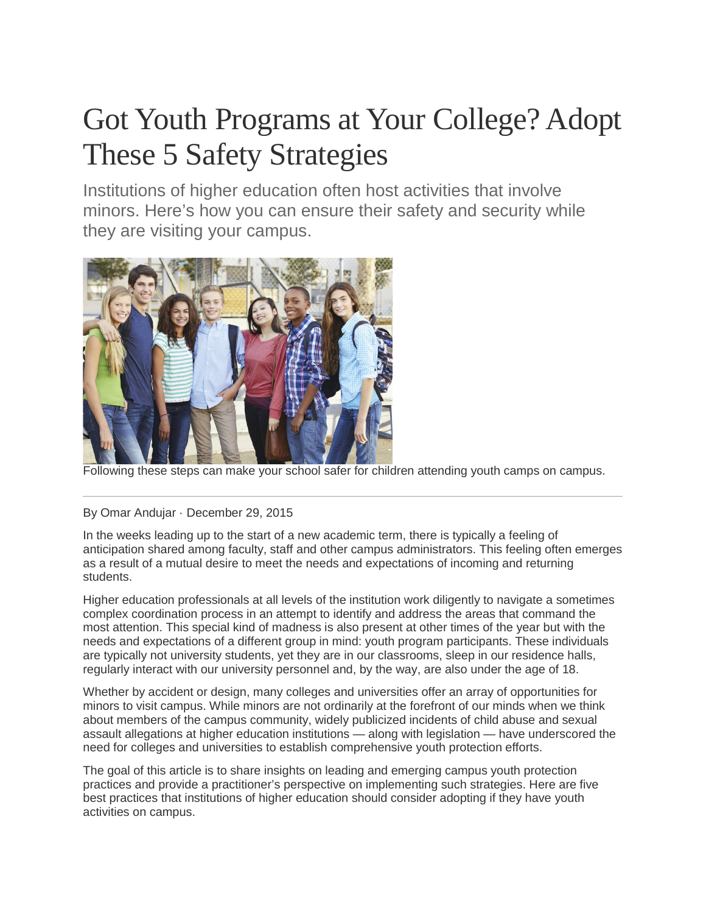# Got Youth Programs at Your College? Adopt These 5 Safety Strategies

Institutions of higher education often host activities that involve minors. Here's how you can ensure their safety and security while they are visiting your campus.

Following these steps can make your school safer for children attending youth camps on campus.

---

By Omar Andujar · December 29, 2015

In the weeks leading up to the start of a new academic term, there is typically a feeling of anticipation shared among faculty, staff and other campus administrators. This feeling often emerges as a result of a mutual desire to meet the needs and expectations of incoming and returning students.

Higher education professionals at all levels of the institution work diligently to navigate a sometimes complex coordination process in an attempt to identify and address the areas that command the most attention. This special kind of madness is also present at other times of the year but with the needs and expectations of a different group in mind: youth program participants. These individuals are typically not university students, yet they are in our classrooms, sleep in our residence halls, regularly interact with our university personnel and, by the way, are also under the age of 18.

Whether by accident or design, many colleges and universities offer an array of opportunities for minors to visit campus. While minors are not ordinarily at the forefront of our minds when we think about members of the campus community, widely publicized incidents of child abuse and sexual assault allegations at higher education institutions — along with legislation — have underscored the need for colleges and universities to establish comprehensive youth protection efforts.

The goal of this article is to share insights on leading and emerging campus youth protection practices and provide a practitioner's perspective on implementing such strategies. Here are five best practices that institutions of higher education should consider adopting if they have youth activities on campus.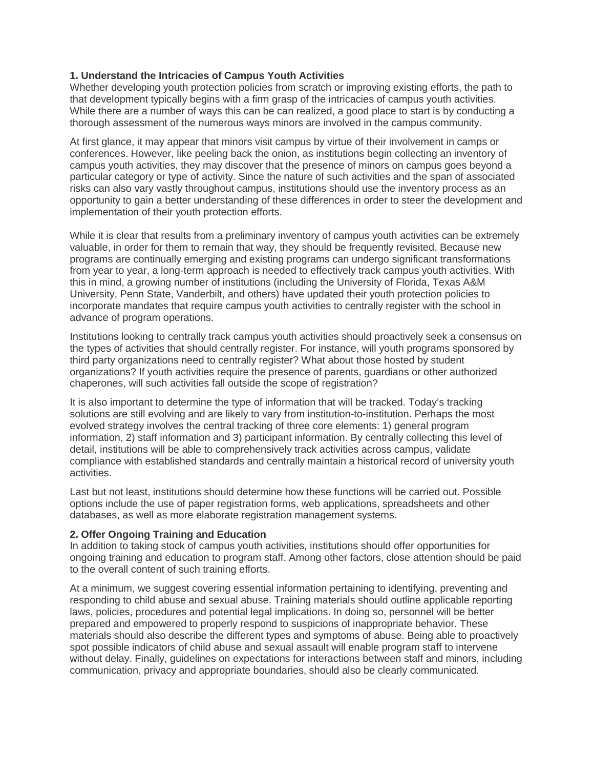**1. Understand the Intricacies of Campus Youth Activities**

Whether developing youth protection policies from scratch or improving existing efforts, the path to that development typically begins with a firm grasp of the intricacies of campus youth activities. While there are a number of ways this can be can realized, a good place to start is by conducting a thorough assessment of the numerous ways minors are involved in the campus community.

At first glance, it may appear that minors visit campus by virtue of their involvement in camps or conferences. However, like peeling back the onion, as institutions begin collecting an inventory of campus youth activities, they may discover that the presence of minors on campus goes beyond a particular category or type of activity. Since the nature of such activities and the span of associated risks can also vary vastly throughout campus, institutions should use the inventory process as an opportunity to gain a better understanding of these differences in order to steer the development and implementation of their youth protection efforts.

While it is clear that results from a preliminary inventory of campus youth activities can be extremely valuable, in order for them to remain that way, they should be frequently revisited. Because new programs are continually emerging and existing programs can undergo significant transformations from year to year, a long-term approach is needed to effectively track campus youth activities. With this in mind, a growing number of institutions (including the University of Florida, Texas A&M University, Penn State, Vanderbilt, and others) have updated their youth protection policies to incorporate mandates that require campus youth activities to centrally register with the school in advance of program operations.

Institutions looking to centrally track campus youth activities should proactively seek a consensus on the types of activities that should centrally register. For instance, will youth programs sponsored by third party organizations need to centrally register? What about those hosted by student organizations? If youth activities require the presence of parents, guardians or other authorized chaperones, will such activities fall outside the scope of registration?

It is also important to determine the type of information that will be tracked. Today's tracking solutions are still evolving and are likely to vary from institution-to-institution. Perhaps the most evolved strategy involves the central tracking of three core elements: 1) general program information, 2) staff information and 3) participant information. By centrally collecting this level of detail, institutions will be able to comprehensively track activities across campus, validate compliance with established standards and centrally maintain a historical record of university youth activities.

Last but not least, institutions should determine how these functions will be carried out. Possible options include the use of paper registration forms, web applications, spreadsheets and other databases, as well as more elaborate registration management systems.

**2. Offer Ongoing Training and Education**

In addition to taking stock of campus youth activities, institutions should offer opportunities for ongoing training and education to program staff. Among other factors, close attention should be paid to the overall content of such training efforts.

At a minimum, we suggest covering essential information pertaining to identifying, preventing and responding to child abuse and sexual abuse. Training materials should outline applicable reporting laws, policies, procedures and potential legal implications. In doing so, personnel will be better prepared and empowered to properly respond to suspicions of inappropriate behavior. These materials should also describe the different types and symptoms of abuse. Being able to proactively spot possible indicators of child abuse and sexual assault will enable program staff to intervene without delay. Finally, guidelines on expectations for interactions between staff and minors, including communication, privacy and appropriate boundaries, should also be clearly communicated.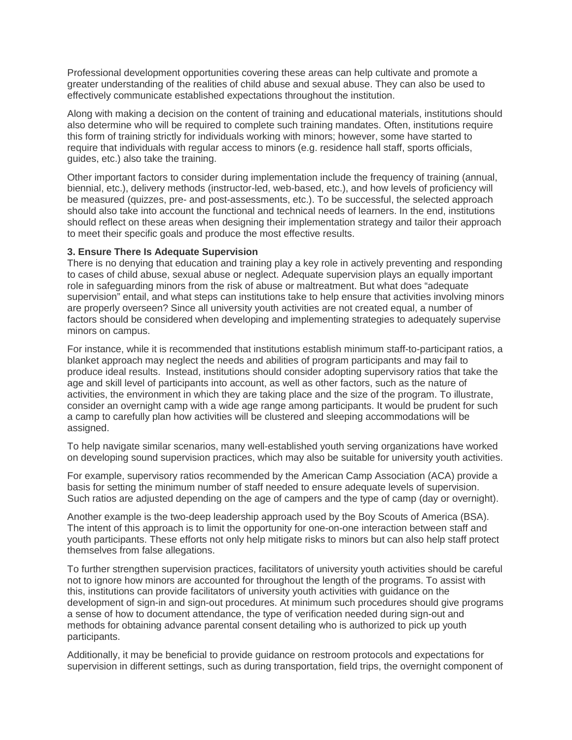Professional development opportunities covering these areas can help cultivate and promote a greater understanding of the realities of child abuse and sexual abuse. They can also be used to effectively communicate established expectations throughout the institution.

Along with making a decision on the content of training and educational materials, institutions should also determine who will be required to complete such training mandates. Often, institutions require this form of training strictly for individuals working with minors; however, some have started to require that individuals with regular access to minors (e.g. residence hall staff, sports officials, guides, etc.) also take the training.

Other important factors to consider during implementation include the frequency of training (annual, biennial, etc.), delivery methods (instructor-led, web-based, etc.), and how levels of proficiency will be measured (quizzes, pre- and post-assessments, etc.). To be successful, the selected approach should also take into account the functional and technical needs of learners. In the end, institutions should reflect on these areas when designing their implementation strategy and tailor their approach to meet their specific goals and produce the most effective results.

**3. Ensure There Is Adequate Supervision**

There is no denying that education and training play a key role in actively preventing and responding to cases of child abuse, sexual abuse or neglect. Adequate supervision plays an equally important role in safeguarding minors from the risk of abuse or maltreatment. But what does "adequate supervision" entail, and what steps can institutions take to help ensure that activities involving minors are properly overseen? Since all university youth activities are not created equal, a number of factors should be considered when developing and implementing strategies to adequately supervise minors on campus.

For instance, while it is recommended that institutions establish minimum staff-to-participant ratios, a blanket approach may neglect the needs and abilities of program participants and may fail to produce ideal results. Instead, institutions should consider adopting supervisory ratios that take the age and skill level of participants into account, as well as other factors, such as the nature of activities, the environment in which they are taking place and the size of the program. To illustrate, consider an overnight camp with a wide age range among participants. It would be prudent for such a camp to carefully plan how activities will be clustered and sleeping accommodations will be assigned.

To help navigate similar scenarios, many well-established youth serving organizations have worked on developing sound supervision practices, which may also be suitable for university youth activities.

For example, supervisory ratios recommended by the American Camp Association (ACA) provide a basis for setting the minimum number of staff needed to ensure adequate levels of supervision. Such ratios are adjusted depending on the age of campers and the type of camp (day or overnight).

Another example is the two-deep leadership approach used by the Boy Scouts of America (BSA). The intent of this approach is to limit the opportunity for one-on-one interaction between staff and youth participants. These efforts not only help mitigate risks to minors but can also help staff protect themselves from false allegations.

To further strengthen supervision practices, facilitators of university youth activities should be careful not to ignore how minors are accounted for throughout the length of the programs. To assist with this, institutions can provide facilitators of university youth activities with guidance on the development of sign-in and sign-out procedures. At minimum such procedures should give programs a sense of how to document attendance, the type of verification needed during sign-out and methods for obtaining advance parental consent detailing who is authorized to pick up youth participants.

Additionally, it may be beneficial to provide guidance on restroom protocols and expectations for supervision in different settings, such as during transportation, field trips, the overnight component of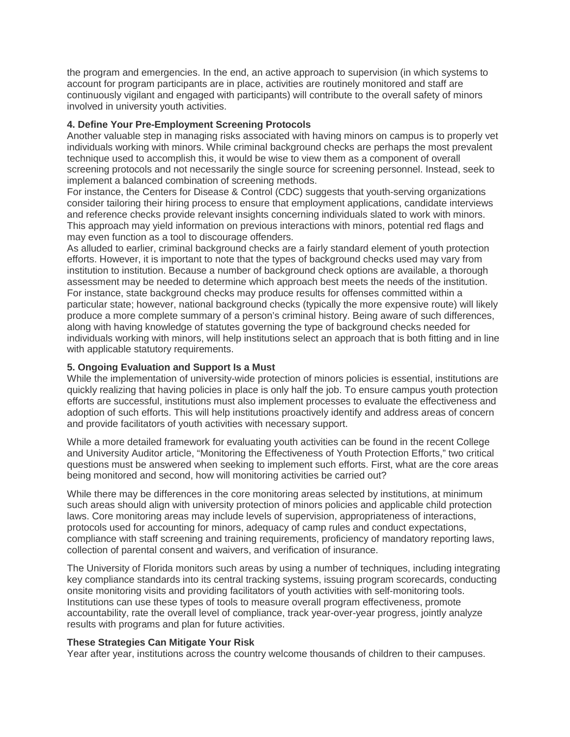the program and emergencies. In the end, an active approach to supervision (in which systems to account for program participants are in place, activities are routinely monitored and staff are continuously vigilant and engaged with participants) will contribute to the overall safety of minors involved in university youth activities.

**4. Define Your Pre-Employment Screening Protocols**

Another valuable step in managing risks associated with having minors on campus is to properly vet individuals working with minors. While criminal background checks are perhaps the most prevalent technique used to accomplish this, it would be wise to view them as a component of overall screening protocols and not necessarily the single source for screening personnel. Instead, seek to implement a balanced combination of screening methods.

For instance, the Centers for Disease & Control (CDC) suggests that youth-serving organizations consider tailoring their hiring process to ensure that employment applications, candidate interviews and reference checks provide relevant insights concerning individuals slated to work with minors. This approach may yield information on previous interactions with minors, potential red flags and may even function as a tool to discourage offenders.

As alluded to earlier, criminal background checks are a fairly standard element of youth protection efforts. However, it is important to note that the types of background checks used may vary from institution to institution. Because a number of background check options are available, a thorough assessment may be needed to determine which approach best meets the needs of the institution. For instance, state background checks may produce results for offenses committed within a particular state; however, national background checks (typically the more expensive route) will likely produce a more complete summary of a person's criminal history. Being aware of such differences, along with having knowledge of statutes governing the type of background checks needed for individuals working with minors, will help institutions select an approach that is both fitting and in line with applicable statutory requirements.

**5. Ongoing Evaluation and Support Is a Must**

While the implementation of university-wide protection of minors policies is essential, institutions are quickly realizing that having policies in place is only half the job. To ensure campus youth protection efforts are successful, institutions must also implement processes to evaluate the effectiveness and adoption of such efforts. This will help institutions proactively identify and address areas of concern and provide facilitators of youth activities with necessary support.

While a more detailed framework for evaluating youth activities can be found in the recent College and University Auditor article, "Monitoring the Effectiveness of Youth Protection Efforts," two critical questions must be answered when seeking to implement such efforts. First, what are the core areas being monitored and second, how will monitoring activities be carried out?

While there may be differences in the core monitoring areas selected by institutions, at minimum such areas should align with university protection of minors policies and applicable child protection laws. Core monitoring areas may include levels of supervision, appropriateness of interactions, protocols used for accounting for minors, adequacy of camp rules and conduct expectations, compliance with staff screening and training requirements, proficiency of mandatory reporting laws, collection of parental consent and waivers, and verification of insurance.

The University of Florida monitors such areas by using a number of techniques, including integrating key compliance standards into its central tracking systems, issuing program scorecards, conducting onsite monitoring visits and providing facilitators of youth activities with self-monitoring tools. Institutions can use these types of tools to measure overall program effectiveness, promote accountability, rate the overall level of compliance, track year-over-year progress, jointly analyze results with programs and plan for future activities.

**These Strategies Can Mitigate Your Risk**

Year after year, institutions across the country welcome thousands of children to their campuses.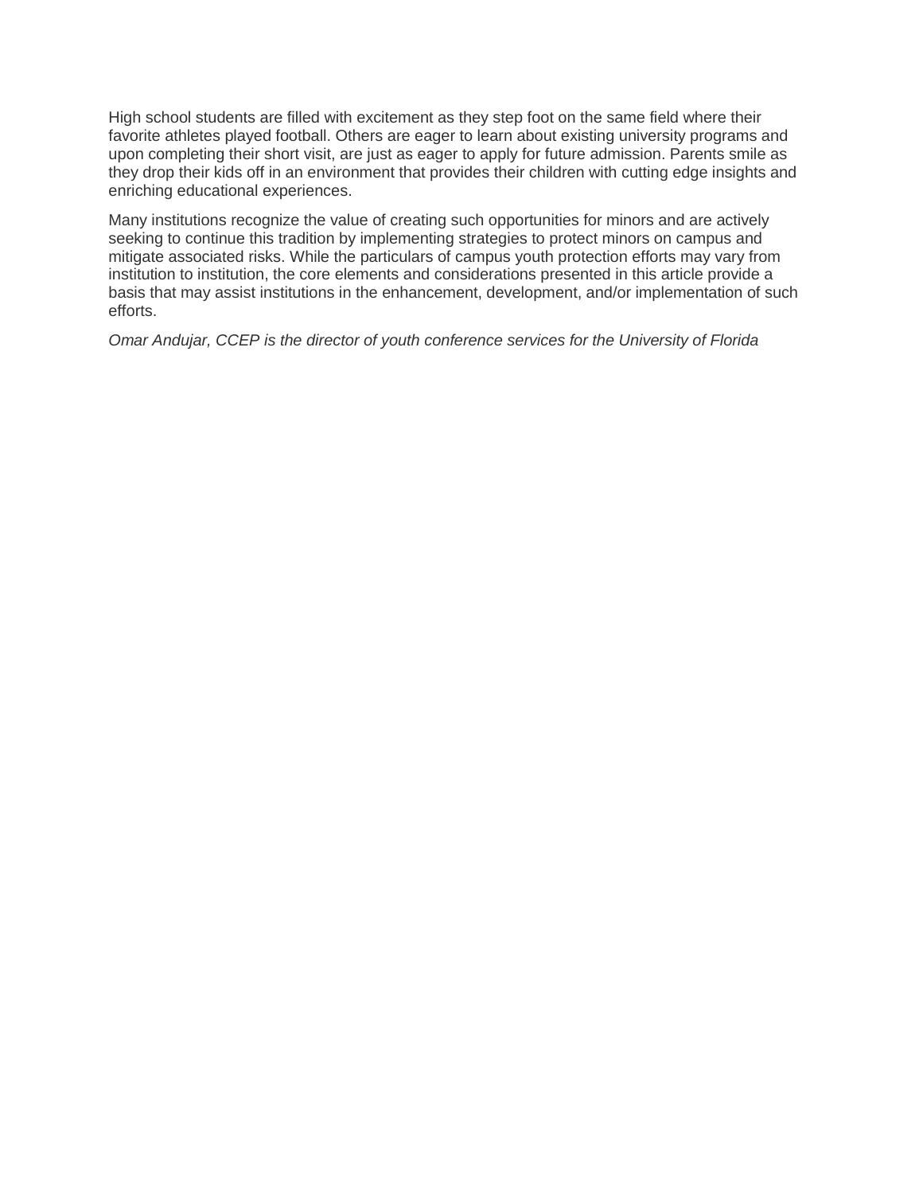High school students are filled with excitement as they step foot on the same field where their favorite athletes played football. Others are eager to learn about existing university programs and upon completing their short visit, are just as eager to apply for future admission. Parents smile as they drop their kids off in an environment that provides their children with cutting edge insights and enriching educational experiences.

Many institutions recognize the value of creating such opportunities for minors and are actively seeking to continue this tradition by implementing strategies to protect minors on campus and mitigate associated risks. While the particulars of campus youth protection efforts may vary from institution to institution, the core elements and considerations presented in this article provide a basis that may assist institutions in the enhancement, development, and/or implementation of such efforts.

*Omar Andujar, CCEP is the director of youth conference services for the University of Florida*